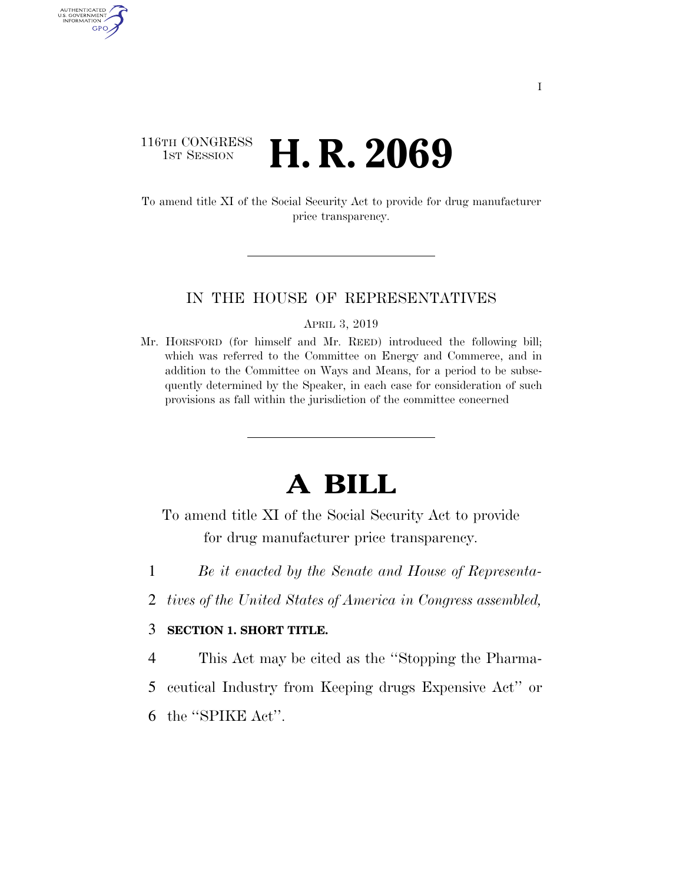116TH CONGRESS
1ST SESSION

# H. R. 2069

To amend title XI of the Social Security Act to provide for drug manufacturer price transparency.

IN THE HOUSE OF REPRESENTATIVES

APRIL 3, 2019

Mr. HORSFORD (for himself and Mr. REED) introduced the following bill; which was referred to the Committee on Energy and Commerce, and in addition to the Committee on Ways and Means, for a period to be subsequently determined by the Speaker, in each case for consideration of such provisions as fall within the jurisdiction of the committee concerned

# A BILL

To amend title XI of the Social Security Act to provide for drug manufacturer price transparency.

*Be it enacted by the Senate and House of Representatives of the United States of America in Congress assembled,*

**SECTION 1. SHORT TITLE.**

This Act may be cited as the "Stopping the Pharmaceutical Industry from Keeping drugs Expensive Act" or the "SPIKE Act".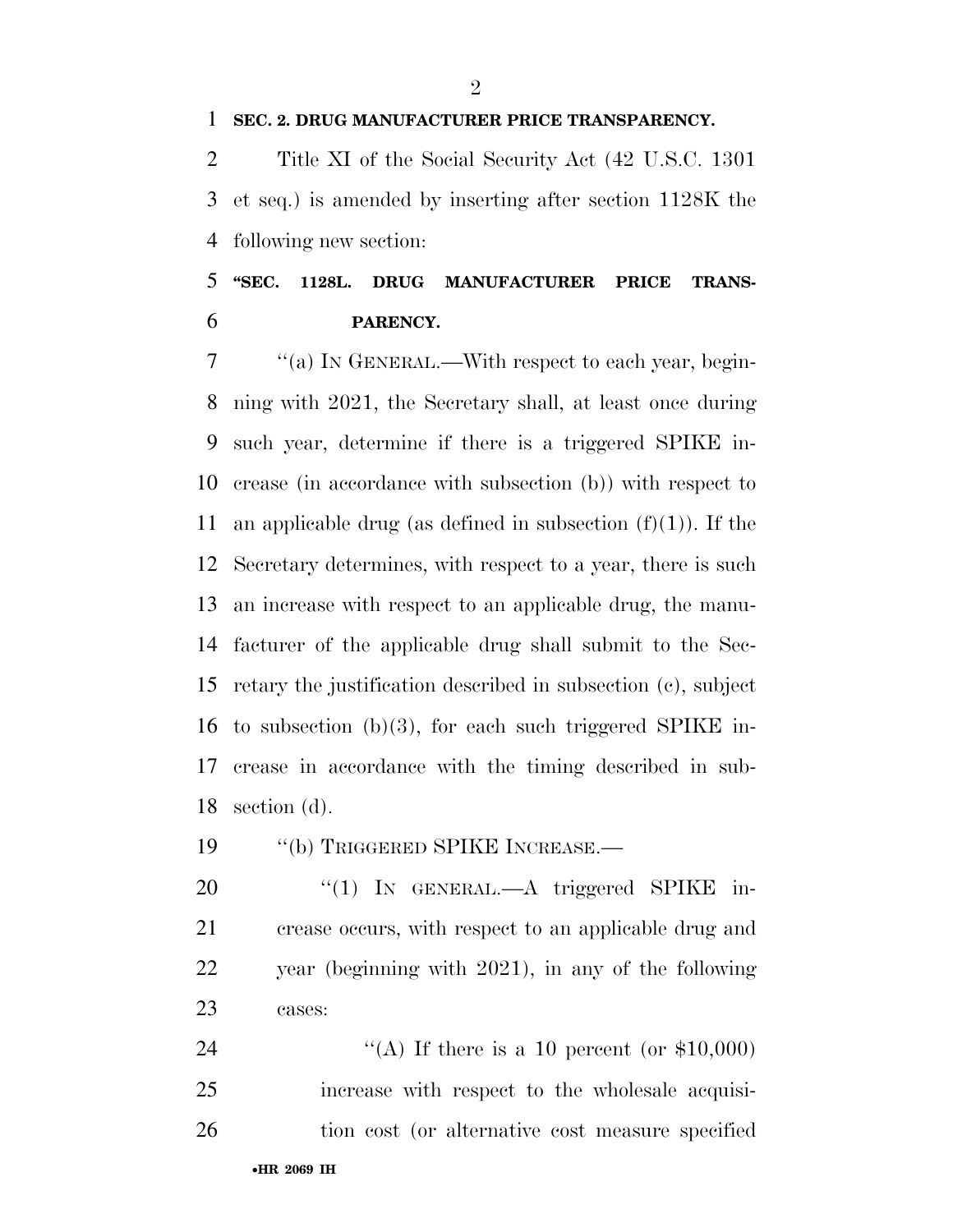**SEC. 2. DRUG MANUFACTURER PRICE TRANSPARENCY.**

Title XI of the Social Security Act (42 U.S.C. 1301 et seq.) is amended by inserting after section 1128K the following new section:

**"SEC. 1128L. DRUG MANUFACTURER PRICE TRANSPARENCY.**

"(a) IN GENERAL.—With respect to each year, beginning with 2021, the Secretary shall, at least once during such year, determine if there is a triggered SPIKE increase (in accordance with subsection (b)) with respect to an applicable drug (as defined in subsection (f)(1)). If the Secretary determines, with respect to a year, there is such an increase with respect to an applicable drug, the manufacturer of the applicable drug shall submit to the Secretary the justification described in subsection (c), subject to subsection (b)(3), for each such triggered SPIKE increase in accordance with the timing described in subsection (d).

"(b) TRIGGERED SPIKE INCREASE.—

"(1) IN GENERAL.—A triggered SPIKE increase occurs, with respect to an applicable drug and year (beginning with 2021), in any of the following cases:

"(A) If there is a 10 percent (or $10,000) increase with respect to the wholesale acquisition cost (or alternative cost measure specified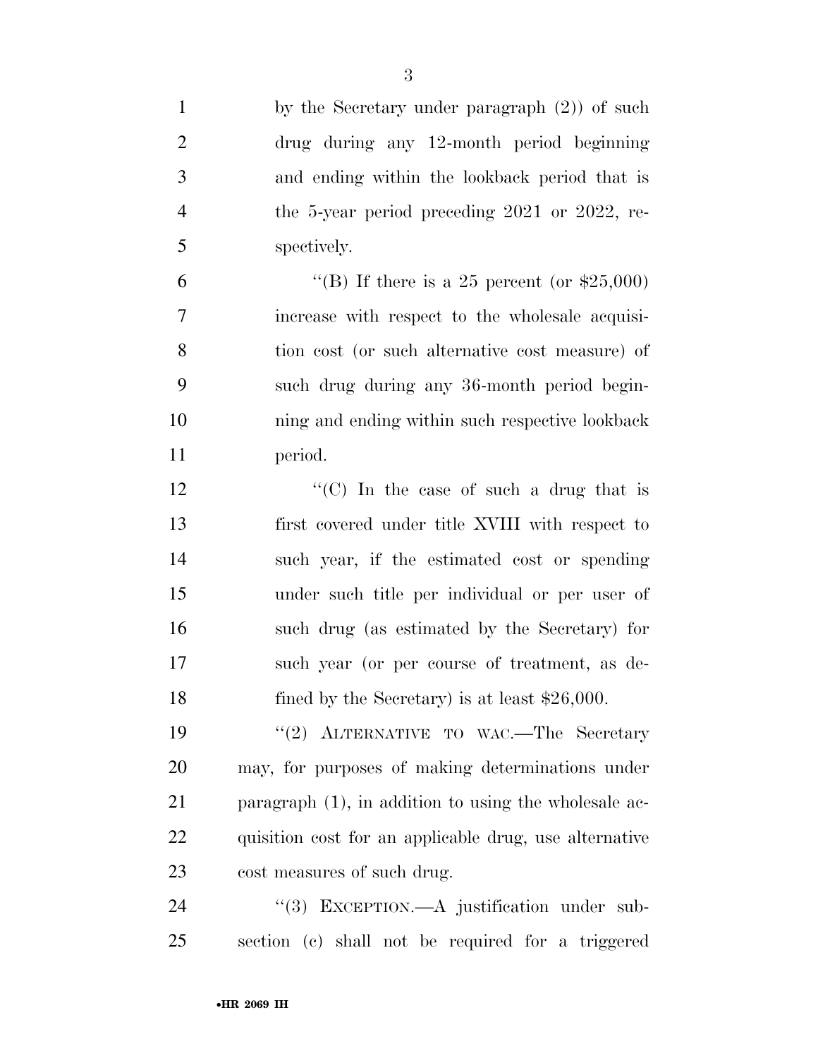by the Secretary under paragraph (2)) of such drug during any 12-month period beginning and ending within the lookback period that is the 5-year period preceding 2021 or 2022, respectively.

"(B) If there is a 25 percent (or $25,000) increase with respect to the wholesale acquisition cost (or such alternative cost measure) of such drug during any 36-month period beginning and ending within such respective lookback period.

"(C) In the case of such a drug that is first covered under title XVIII with respect to such year, if the estimated cost or spending under such title per individual or per user of such drug (as estimated by the Secretary) for such year (or per course of treatment, as defined by the Secretary) is at least $26,000.

"(2) ALTERNATIVE TO WAC.—The Secretary may, for purposes of making determinations under paragraph (1), in addition to using the wholesale acquisition cost for an applicable drug, use alternative cost measures of such drug.

"(3) EXCEPTION.—A justification under subsection (c) shall not be required for a triggered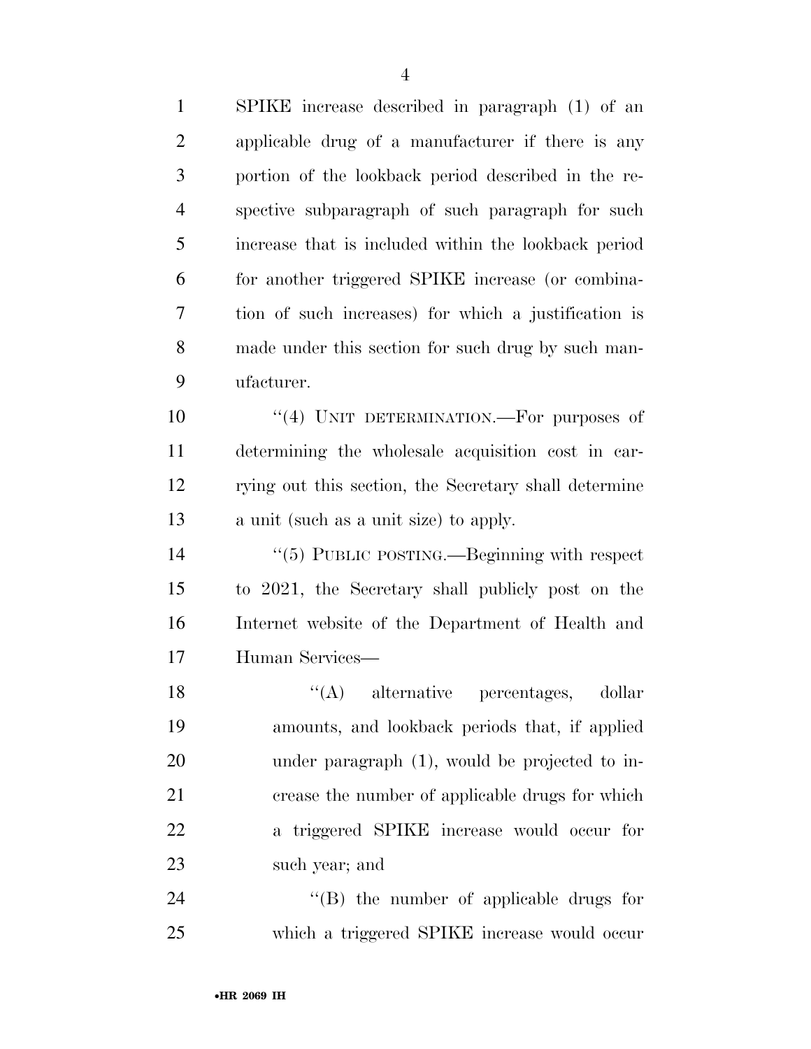SPIKE increase described in paragraph (1) of an applicable drug of a manufacturer if there is any portion of the lookback period described in the respective subparagraph of such paragraph for such increase that is included within the lookback period for another triggered SPIKE increase (or combination of such increases) for which a justification is made under this section for such drug by such manufacturer.

"(4) UNIT DETERMINATION.—For purposes of determining the wholesale acquisition cost in carrying out this section, the Secretary shall determine a unit (such as a unit size) to apply.

"(5) PUBLIC POSTING.—Beginning with respect to 2021, the Secretary shall publicly post on the Internet website of the Department of Health and Human Services—

"(A) alternative percentages, dollar amounts, and lookback periods that, if applied under paragraph (1), would be projected to increase the number of applicable drugs for which a triggered SPIKE increase would occur for such year; and

"(B) the number of applicable drugs for which a triggered SPIKE increase would occur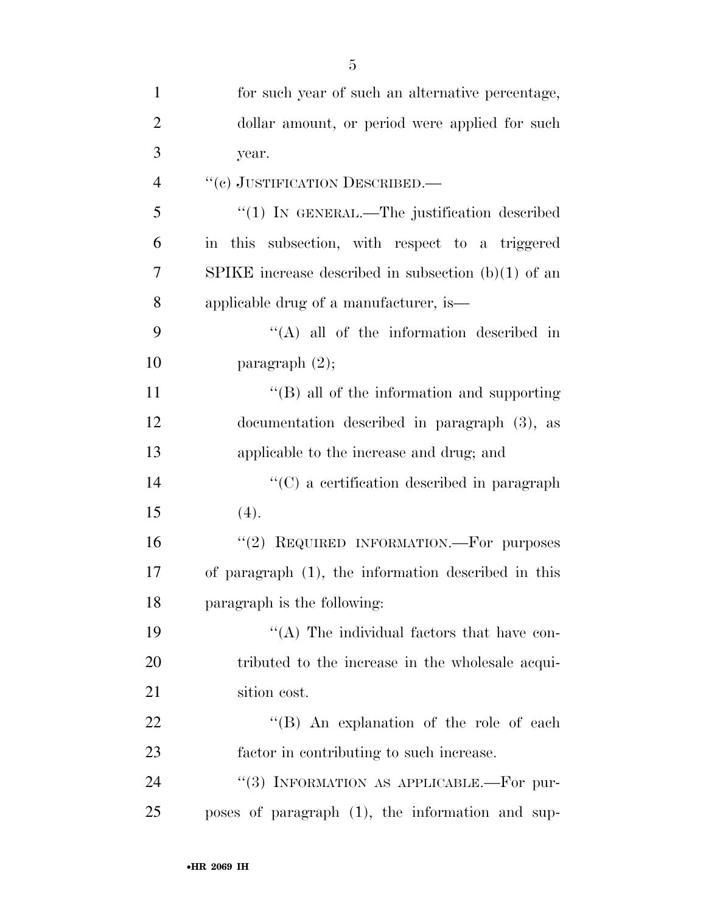for such year of such an alternative percentage, dollar amount, or period were applied for such year.

"(c) JUSTIFICATION DESCRIBED.—

"(1) IN GENERAL.—The justification described in this subsection, with respect to a triggered SPIKE increase described in subsection (b)(1) of an applicable drug of a manufacturer, is—

"(A) all of the information described in paragraph (2);

"(B) all of the information and supporting documentation described in paragraph (3), as applicable to the increase and drug; and

"(C) a certification described in paragraph (4).

"(2) REQUIRED INFORMATION.—For purposes of paragraph (1), the information described in this paragraph is the following:

"(A) The individual factors that have contributed to the increase in the wholesale acquisition cost.

"(B) An explanation of the role of each factor in contributing to such increase.

"(3) INFORMATION AS APPLICABLE.—For purposes of paragraph (1), the information and sup-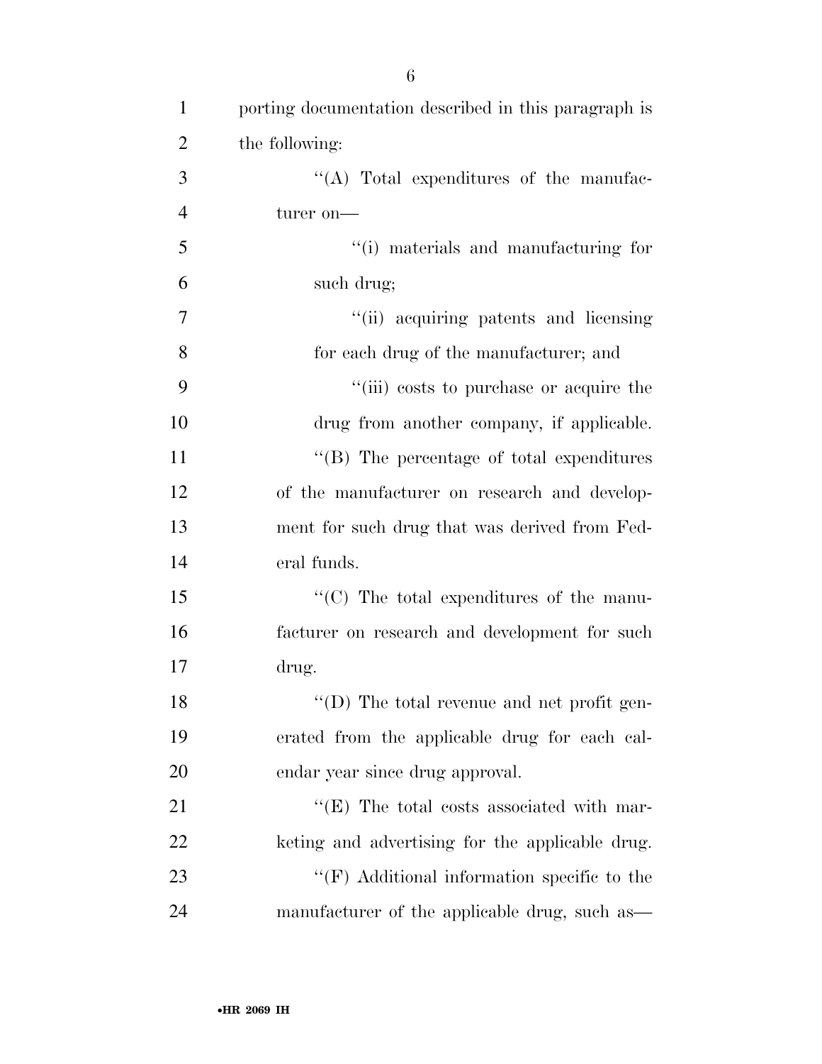porting documentation described in this paragraph is the following:

''(A) Total expenditures of the manufacturer on—

''(i) materials and manufacturing for such drug;

''(ii) acquiring patents and licensing for each drug of the manufacturer; and

''(iii) costs to purchase or acquire the drug from another company, if applicable.

''(B) The percentage of total expenditures of the manufacturer on research and development for such drug that was derived from Federal funds.

''(C) The total expenditures of the manufacturer on research and development for such drug.

''(D) The total revenue and net profit generated from the applicable drug for each calendar year since drug approval.

''(E) The total costs associated with marketing and advertising for the applicable drug.

''(F) Additional information specific to the manufacturer of the applicable drug, such as—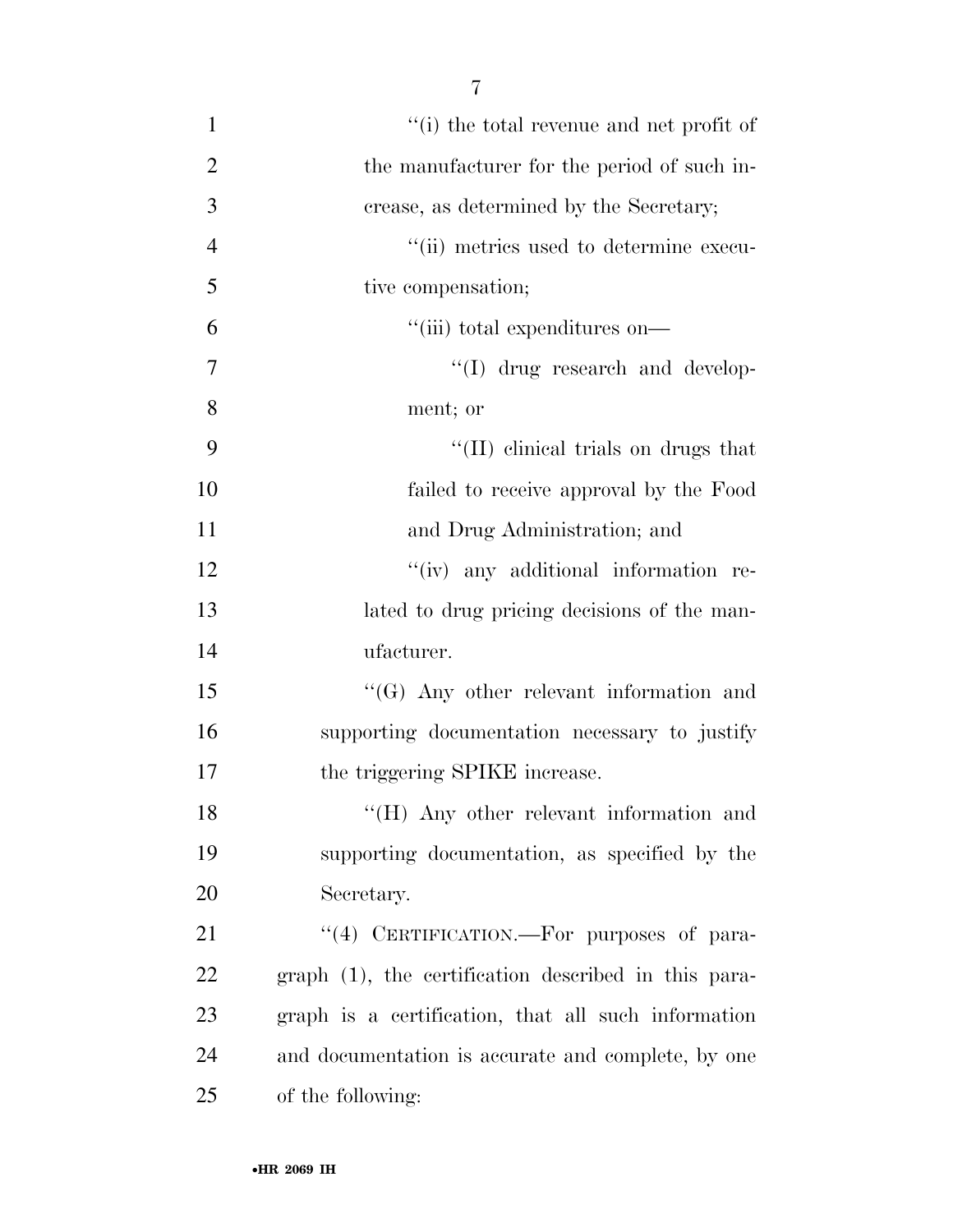''(i) the total revenue and net profit of the manufacturer for the period of such increase, as determined by the Secretary;

''(ii) metrics used to determine executive compensation;

''(iii) total expenditures on—

''(I) drug research and development; or

''(II) clinical trials on drugs that failed to receive approval by the Food and Drug Administration; and

''(iv) any additional information related to drug pricing decisions of the manufacturer.

''(G) Any other relevant information and supporting documentation necessary to justify the triggering SPIKE increase.

''(H) Any other relevant information and supporting documentation, as specified by the Secretary.

''(4) CERTIFICATION.—For purposes of paragraph (1), the certification described in this paragraph is a certification, that all such information and documentation is accurate and complete, by one of the following: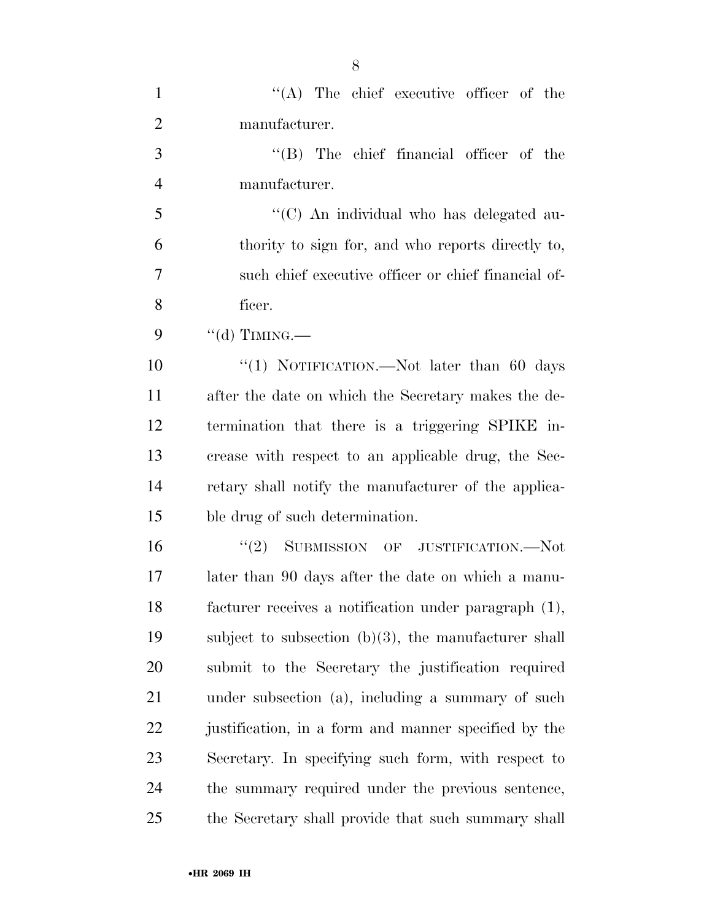''(A) The chief executive officer of the manufacturer.

''(B) The chief financial officer of the manufacturer.

''(C) An individual who has delegated authority to sign for, and who reports directly to, such chief executive officer or chief financial officer.

''(d) TIMING.—

''(1) NOTIFICATION.—Not later than 60 days after the date on which the Secretary makes the determination that there is a triggering SPIKE increase with respect to an applicable drug, the Secretary shall notify the manufacturer of the applicable drug of such determination.

''(2) SUBMISSION OF JUSTIFICATION.—Not later than 90 days after the date on which a manufacturer receives a notification under paragraph (1), subject to subsection (b)(3), the manufacturer shall submit to the Secretary the justification required under subsection (a), including a summary of such justification, in a form and manner specified by the Secretary. In specifying such form, with respect to the summary required under the previous sentence, the Secretary shall provide that such summary shall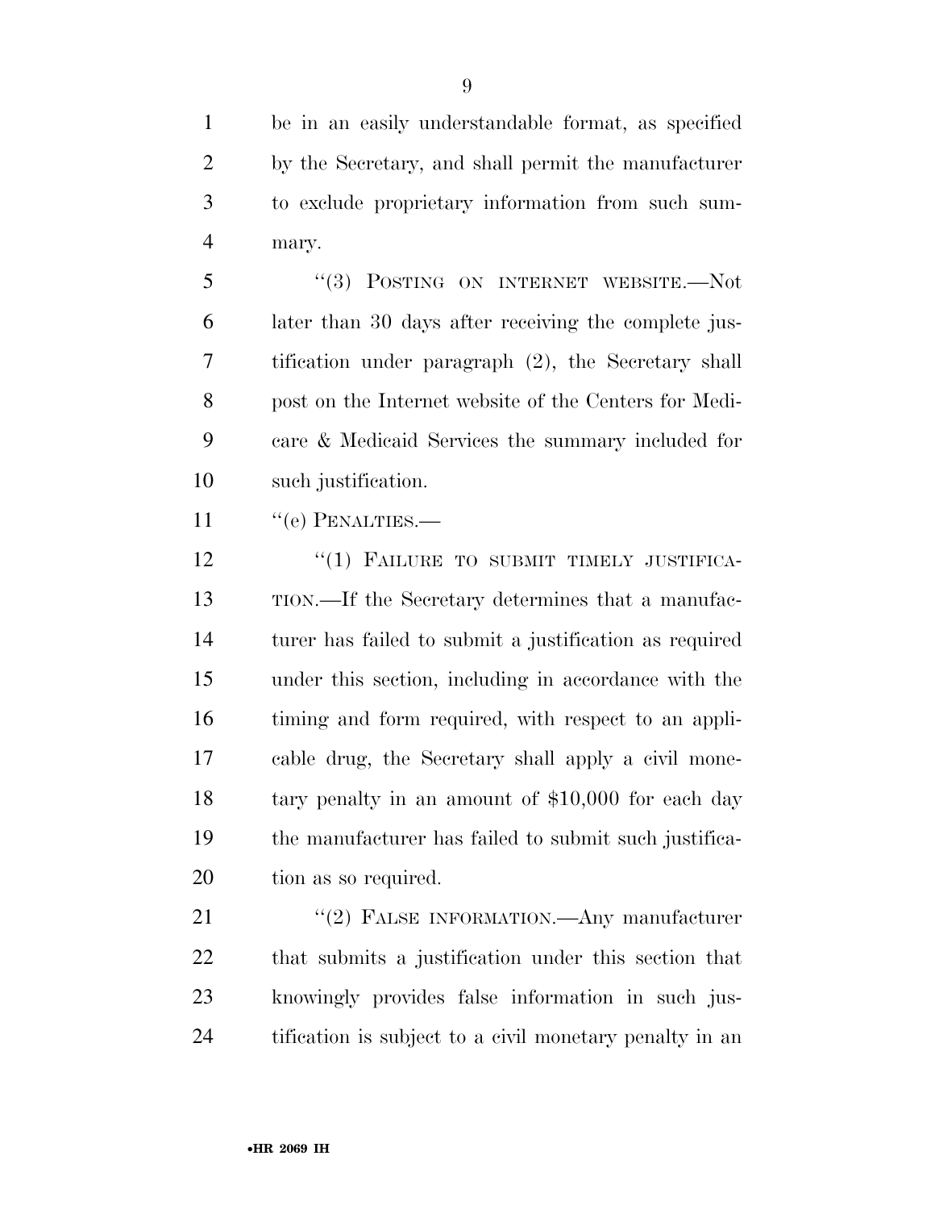be in an easily understandable format, as specified by the Secretary, and shall permit the manufacturer to exclude proprietary information from such summary.

"(3) POSTING ON INTERNET WEBSITE.—Not later than 30 days after receiving the complete justification under paragraph (2), the Secretary shall post on the Internet website of the Centers for Medicare & Medicaid Services the summary included for such justification.

"(e) PENALTIES.—

"(1) FAILURE TO SUBMIT TIMELY JUSTIFICATION.—If the Secretary determines that a manufacturer has failed to submit a justification as required under this section, including in accordance with the timing and form required, with respect to an applicable drug, the Secretary shall apply a civil monetary penalty in an amount of $10,000 for each day the manufacturer has failed to submit such justification as so required.

"(2) FALSE INFORMATION.—Any manufacturer that submits a justification under this section that knowingly provides false information in such justification is subject to a civil monetary penalty in an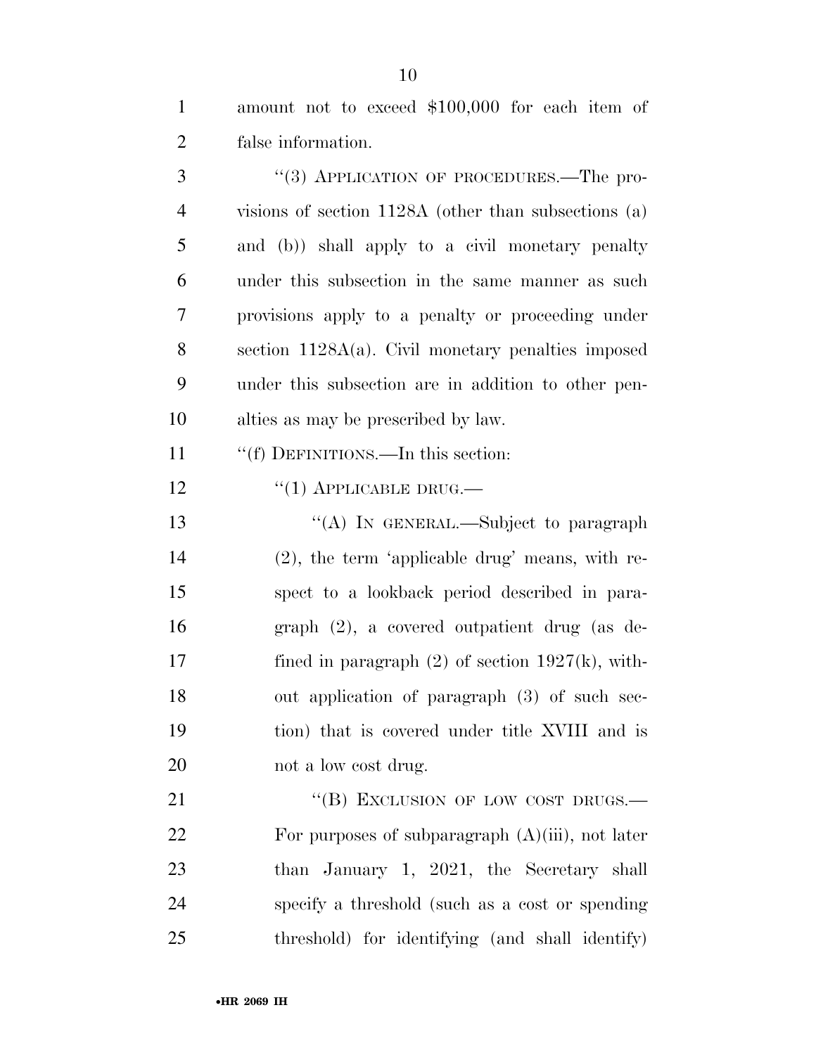amount not to exceed $100,000 for each item of false information.

"(3) APPLICATION OF PROCEDURES.—The provisions of section 1128A (other than subsections (a) and (b)) shall apply to a civil monetary penalty under this subsection in the same manner as such provisions apply to a penalty or proceeding under section 1128A(a). Civil monetary penalties imposed under this subsection are in addition to other penalties as may be prescribed by law.

"(f) DEFINITIONS.—In this section:

"(1) APPLICABLE DRUG.—

"(A) IN GENERAL.—Subject to paragraph (2), the term 'applicable drug' means, with respect to a lookback period described in paragraph (2), a covered outpatient drug (as defined in paragraph (2) of section 1927(k), without application of paragraph (3) of such section) that is covered under title XVIII and is not a low cost drug.

"(B) EXCLUSION OF LOW COST DRUGS.— For purposes of subparagraph (A)(iii), not later than January 1, 2021, the Secretary shall specify a threshold (such as a cost or spending threshold) for identifying (and shall identify)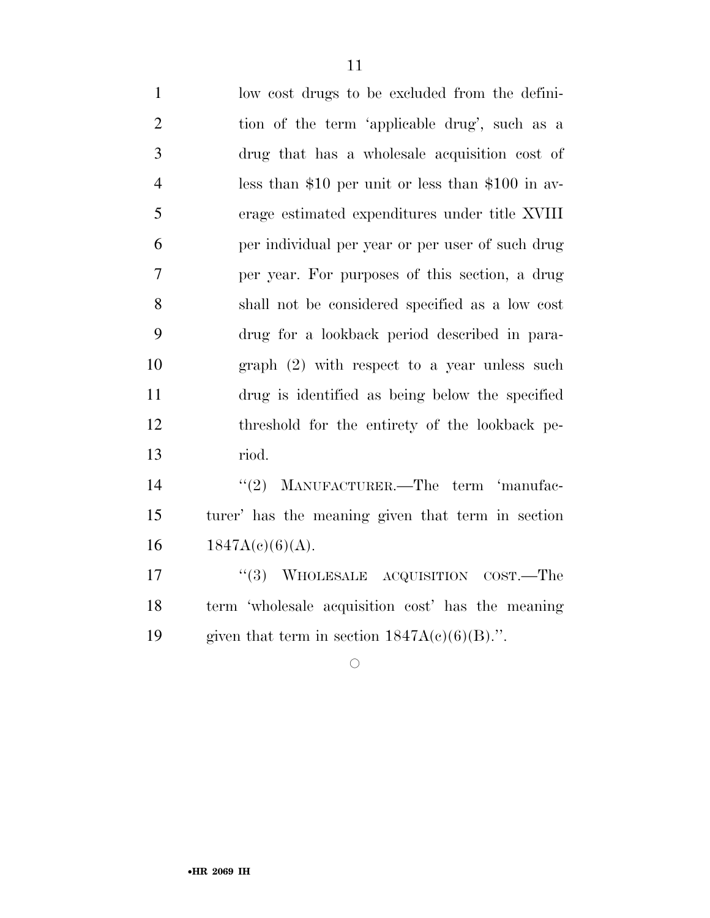low cost drugs to be excluded from the definition of the term 'applicable drug', such as a drug that has a wholesale acquisition cost of less than $10 per unit or less than $100 in average estimated expenditures under title XVIII per individual per year or per user of such drug per year. For purposes of this section, a drug shall not be considered specified as a low cost drug for a lookback period described in paragraph (2) with respect to a year unless such drug is identified as being below the specified threshold for the entirety of the lookback period.

"(2) MANUFACTURER.—The term 'manufacturer' has the meaning given that term in section 1847A(c)(6)(A).

"(3) WHOLESALE ACQUISITION COST.—The term 'wholesale acquisition cost' has the meaning given that term in section 1847A(c)(6)(B).".

○